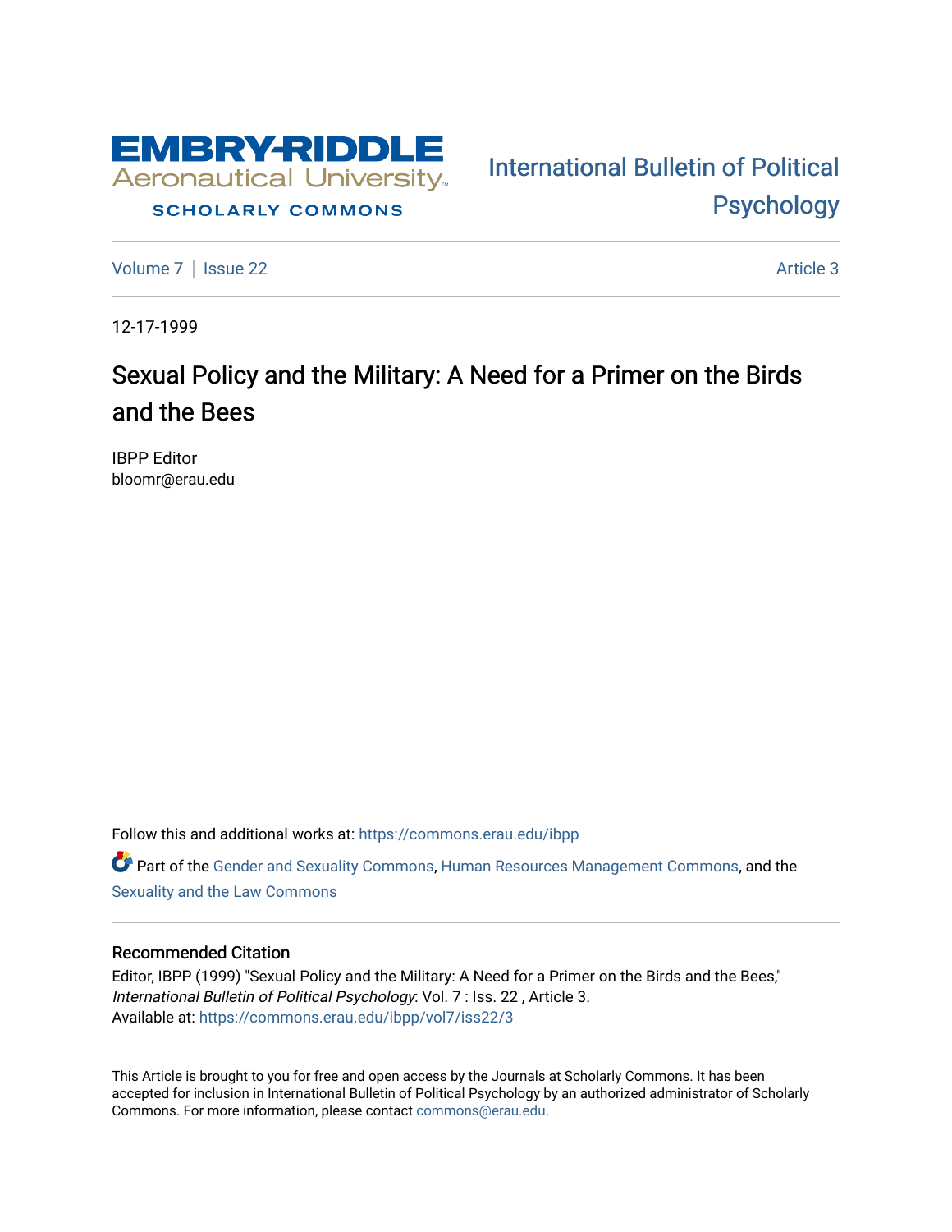# International Bulletin of Political Psychology

Volume 7 | Issue 22 Article 3

12-17-1999

## Sexual Policy and the Military: A Need for a Primer on the Birds and the Bees

IBPP Editor
bloomr@erau.edu

Follow this and additional works at: https://commons.erau.edu/ibpp

Part of the Gender and Sexuality Commons, Human Resources Management Commons, and the Sexuality and the Law Commons

### Recommended Citation

Editor, IBPP (1999) "Sexual Policy and the Military: A Need for a Primer on the Birds and the Bees," *International Bulletin of Political Psychology*: Vol. 7 : Iss. 22 , Article 3.
Available at: https://commons.erau.edu/ibpp/vol7/iss22/3

This Article is brought to you for free and open access by the Journals at Scholarly Commons. It has been accepted for inclusion in International Bulletin of Political Psychology by an authorized administrator of Scholarly Commons. For more information, please contact commons@erau.edu.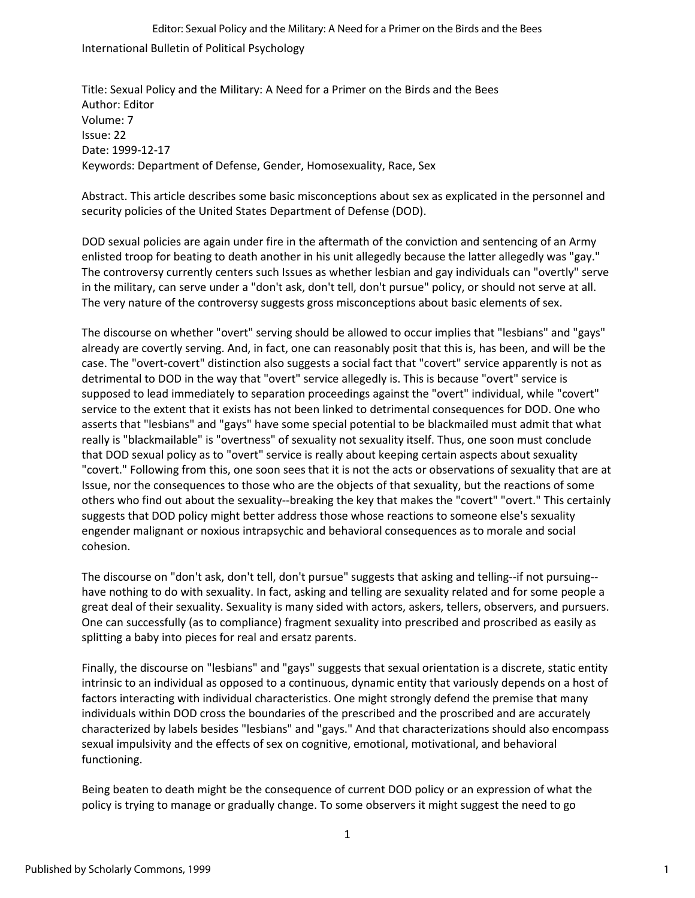International Bulletin of Political Psychology

Title: Sexual Policy and the Military: A Need for a Primer on the Birds and the Bees
Author: Editor
Volume: 7
Issue: 22
Date: 1999-12-17
Keywords: Department of Defense, Gender, Homosexuality, Race, Sex

Abstract. This article describes some basic misconceptions about sex as explicated in the personnel and security policies of the United States Department of Defense (DOD).

DOD sexual policies are again under fire in the aftermath of the conviction and sentencing of an Army enlisted troop for beating to death another in his unit allegedly because the latter allegedly was "gay." The controversy currently centers such Issues as whether lesbian and gay individuals can "overtly" serve in the military, can serve under a "don't ask, don't tell, don't pursue" policy, or should not serve at all. The very nature of the controversy suggests gross misconceptions about basic elements of sex.

The discourse on whether "overt" serving should be allowed to occur implies that "lesbians" and "gays" already are covertly serving. And, in fact, one can reasonably posit that this is, has been, and will be the case. The "overt-covert" distinction also suggests a social fact that "covert" service apparently is not as detrimental to DOD in the way that "overt" service allegedly is. This is because "overt" service is supposed to lead immediately to separation proceedings against the "overt" individual, while "covert" service to the extent that it exists has not been linked to detrimental consequences for DOD. One who asserts that "lesbians" and "gays" have some special potential to be blackmailed must admit that what really is "blackmailable" is "overtness" of sexuality not sexuality itself. Thus, one soon must conclude that DOD sexual policy as to "overt" service is really about keeping certain aspects about sexuality "covert." Following from this, one soon sees that it is not the acts or observations of sexuality that are at Issue, nor the consequences to those who are the objects of that sexuality, but the reactions of some others who find out about the sexuality--breaking the key that makes the "covert" "overt." This certainly suggests that DOD policy might better address those whose reactions to someone else's sexuality engender malignant or noxious intrapsychic and behavioral consequences as to morale and social cohesion.

The discourse on "don't ask, don't tell, don't pursue" suggests that asking and telling--if not pursuing--have nothing to do with sexuality. In fact, asking and telling are sexuality related and for some people a great deal of their sexuality. Sexuality is many sided with actors, askers, tellers, observers, and pursuers. One can successfully (as to compliance) fragment sexuality into prescribed and proscribed as easily as splitting a baby into pieces for real and ersatz parents.

Finally, the discourse on "lesbians" and "gays" suggests that sexual orientation is a discrete, static entity intrinsic to an individual as opposed to a continuous, dynamic entity that variously depends on a host of factors interacting with individual characteristics. One might strongly defend the premise that many individuals within DOD cross the boundaries of the prescribed and the proscribed and are accurately characterized by labels besides "lesbians" and "gays." And that characterizations should also encompass sexual impulsivity and the effects of sex on cognitive, emotional, motivational, and behavioral functioning.

Being beaten to death might be the consequence of current DOD policy or an expression of what the policy is trying to manage or gradually change. To some observers it might suggest the need to go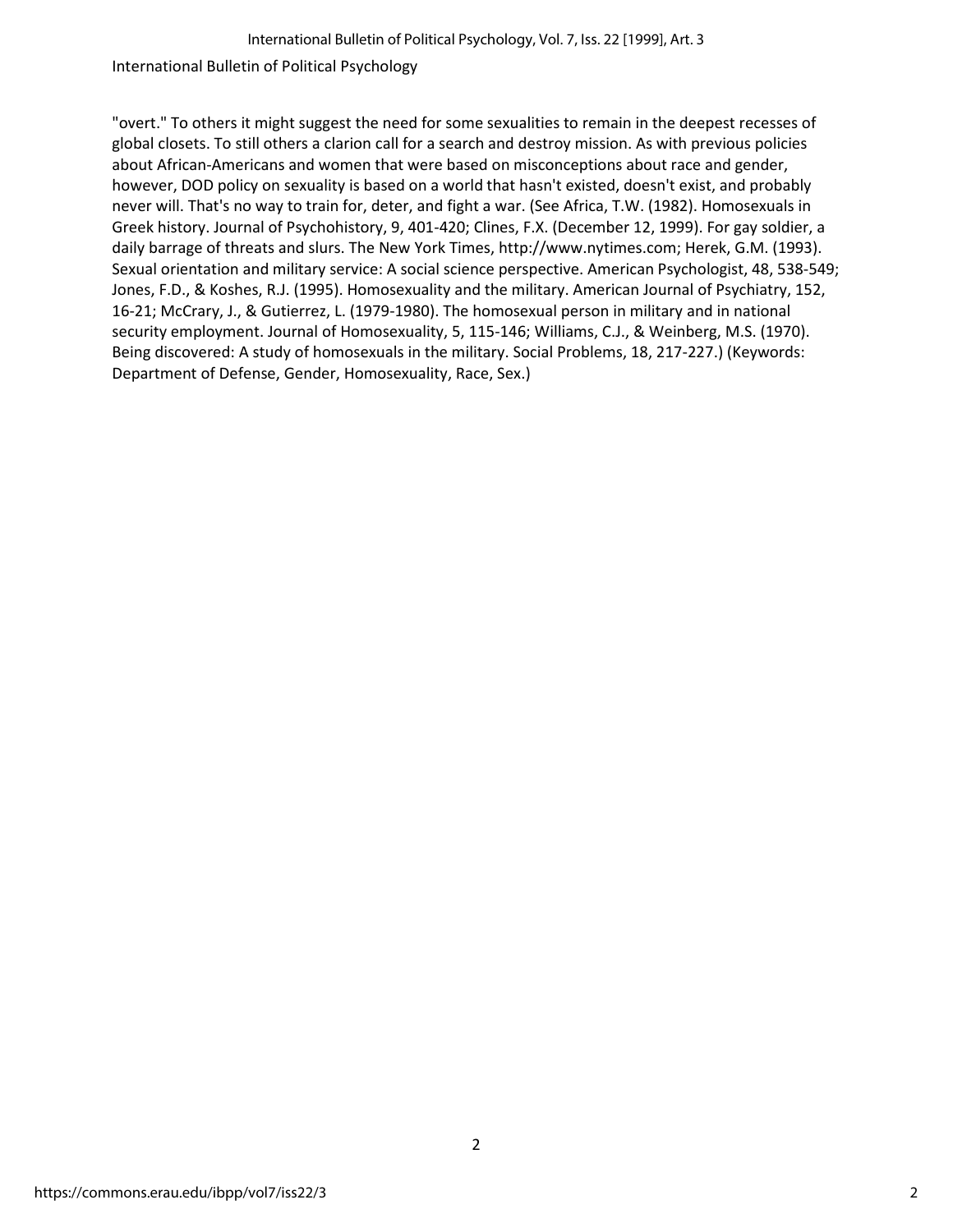"overt." To others it might suggest the need for some sexualities to remain in the deepest recesses of global closets. To still others a clarion call for a search and destroy mission. As with previous policies about African-Americans and women that were based on misconceptions about race and gender, however, DOD policy on sexuality is based on a world that hasn't existed, doesn't exist, and probably never will. That's no way to train for, deter, and fight a war. (See Africa, T.W. (1982). Homosexuals in Greek history. Journal of Psychohistory, 9, 401-420; Clines, F.X. (December 12, 1999). For gay soldier, a daily barrage of threats and slurs. The New York Times, http://www.nytimes.com; Herek, G.M. (1993). Sexual orientation and military service: A social science perspective. American Psychologist, 48, 538-549; Jones, F.D., & Koshes, R.J. (1995). Homosexuality and the military. American Journal of Psychiatry, 152, 16-21; McCrary, J., & Gutierrez, L. (1979-1980). The homosexual person in military and in national security employment. Journal of Homosexuality, 5, 115-146; Williams, C.J., & Weinberg, M.S. (1970). Being discovered: A study of homosexuals in the military. Social Problems, 18, 217-227.) (Keywords: Department of Defense, Gender, Homosexuality, Race, Sex.)